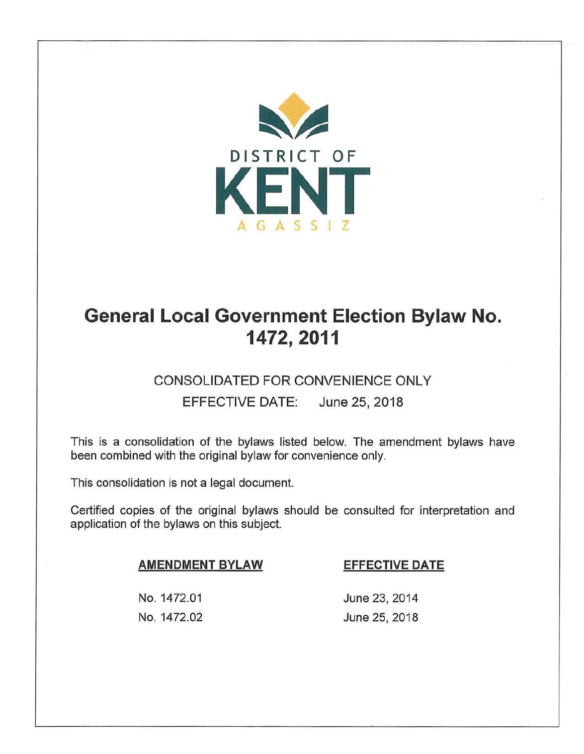DISTRICT OF

KENT

AGASSIZ

# General Local Government Election Bylaw No. 1472, 2011

CONSOLIDATED FOR CONVENIENCE ONLY

EFFECTIVE DATE: June 25, 2018

This is a consolidation of the bylaws listed below. The amendment bylaws have been combined with the original bylaw for convenience only.

This consolidation is not a legal document.

Certified copies of the original bylaws should be consulted for interpretation and application of the bylaws on this subject.

| AMENDMENT BYLAW | EFFECTIVE DATE |
| --- | --- |
| No. 1472.01 | June 23, 2014 |
| No. 1472.02 | June 25, 2018 |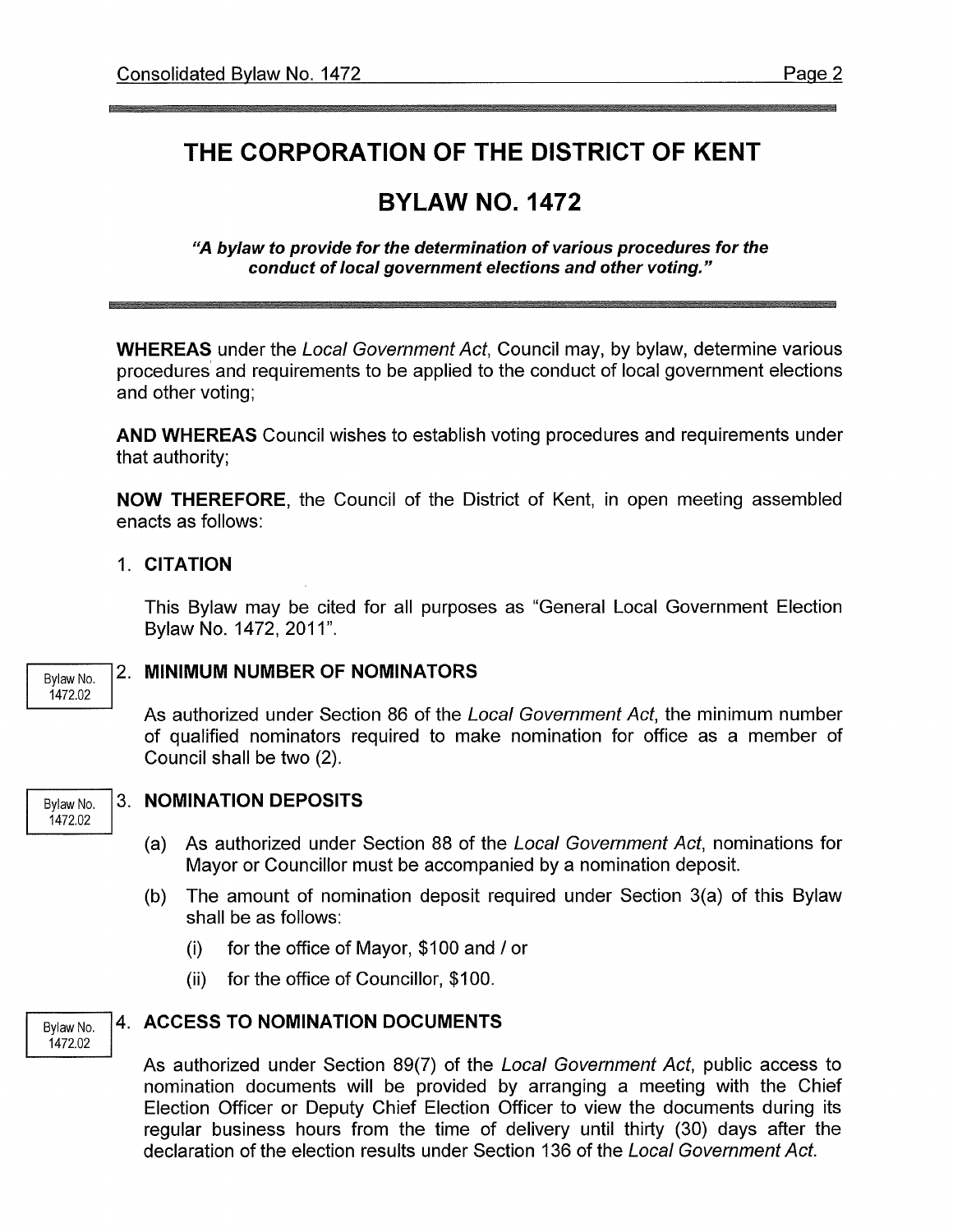# THE CORPORATION OF THE DISTRICT OF KENT

## BYLAW NO. 1472

***"A bylaw to provide for the determination of various procedures for the conduct of local government elections and other voting."***

**WHEREAS** under the *Local Government Act*, Council may, by bylaw, determine various procedures and requirements to be applied to the conduct of local government elections and other voting;

**AND WHEREAS** Council wishes to establish voting procedures and requirements under that authority;

**NOW THEREFORE**, the Council of the District of Kent, in open meeting assembled enacts as follows:

1. **CITATION**

   This Bylaw may be cited for all purposes as "General Local Government Election Bylaw No. 1472, 2011".

Bylaw No. 1472.02

2. **MINIMUM NUMBER OF NOMINATORS**

   As authorized under Section 86 of the *Local Government Act*, the minimum number of qualified nominators required to make nomination for office as a member of Council shall be two (2).

Bylaw No. 1472.02

3. **NOMINATION DEPOSITS**

   (a) As authorized under Section 88 of the *Local Government Act*, nominations for Mayor or Councillor must be accompanied by a nomination deposit.

   (b) The amount of nomination deposit required under Section 3(a) of this Bylaw shall be as follows:

      (i) for the office of Mayor, $100 and / or

      (ii) for the office of Councillor, $100.

Bylaw No. 1472.02

4. **ACCESS TO NOMINATION DOCUMENTS**

   As authorized under Section 89(7) of the *Local Government Act*, public access to nomination documents will be provided by arranging a meeting with the Chief Election Officer or Deputy Chief Election Officer to view the documents during its regular business hours from the time of delivery until thirty (30) days after the declaration of the election results under Section 136 of the *Local Government Act*.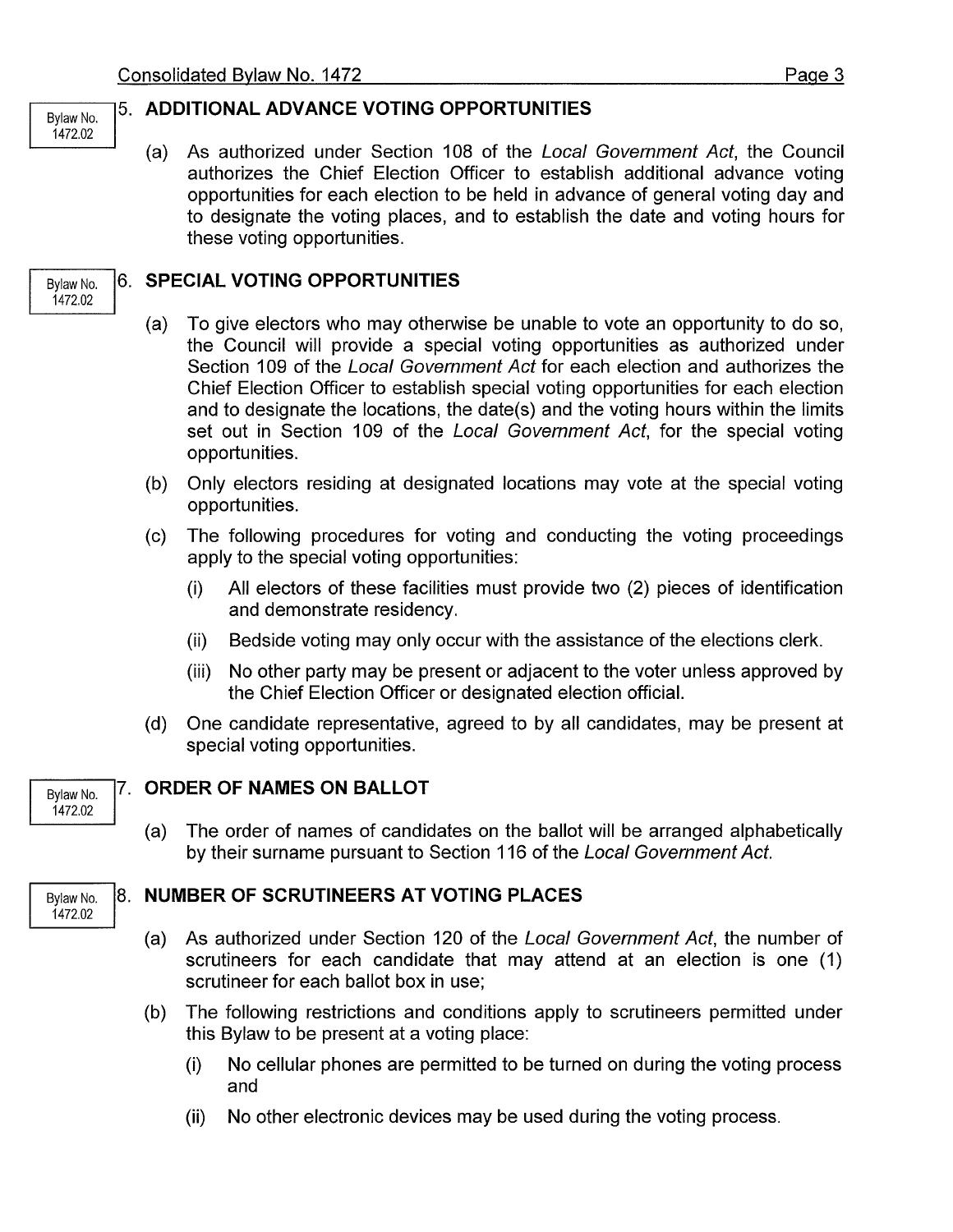Bylaw No. 1472.02

## 5. ADDITIONAL ADVANCE VOTING OPPORTUNITIES

(a) As authorized under Section 108 of the *Local Government Act*, the Council authorizes the Chief Election Officer to establish additional advance voting opportunities for each election to be held in advance of general voting day and to designate the voting places, and to establish the date and voting hours for these voting opportunities.

Bylaw No. 1472.02

## 6. SPECIAL VOTING OPPORTUNITIES

(a) To give electors who may otherwise be unable to vote an opportunity to do so, the Council will provide a special voting opportunities as authorized under Section 109 of the *Local Government Act* for each election and authorizes the Chief Election Officer to establish special voting opportunities for each election and to designate the locations, the date(s) and the voting hours within the limits set out in Section 109 of the *Local Government Act*, for the special voting opportunities.

(b) Only electors residing at designated locations may vote at the special voting opportunities.

(c) The following procedures for voting and conducting the voting proceedings apply to the special voting opportunities:

(i) All electors of these facilities must provide two (2) pieces of identification and demonstrate residency.

(ii) Bedside voting may only occur with the assistance of the elections clerk.

(iii) No other party may be present or adjacent to the voter unless approved by the Chief Election Officer or designated election official.

(d) One candidate representative, agreed to by all candidates, may be present at special voting opportunities.

Bylaw No. 1472.02

## 7. ORDER OF NAMES ON BALLOT

(a) The order of names of candidates on the ballot will be arranged alphabetically by their surname pursuant to Section 116 of the *Local Government Act*.

Bylaw No. 1472.02

## 8. NUMBER OF SCRUTINEERS AT VOTING PLACES

(a) As authorized under Section 120 of the *Local Government Act*, the number of scrutineers for each candidate that may attend at an election is one (1) scrutineer for each ballot box in use;

(b) The following restrictions and conditions apply to scrutineers permitted under this Bylaw to be present at a voting place:

(i) No cellular phones are permitted to be turned on during the voting process and

(ii) No other electronic devices may be used during the voting process.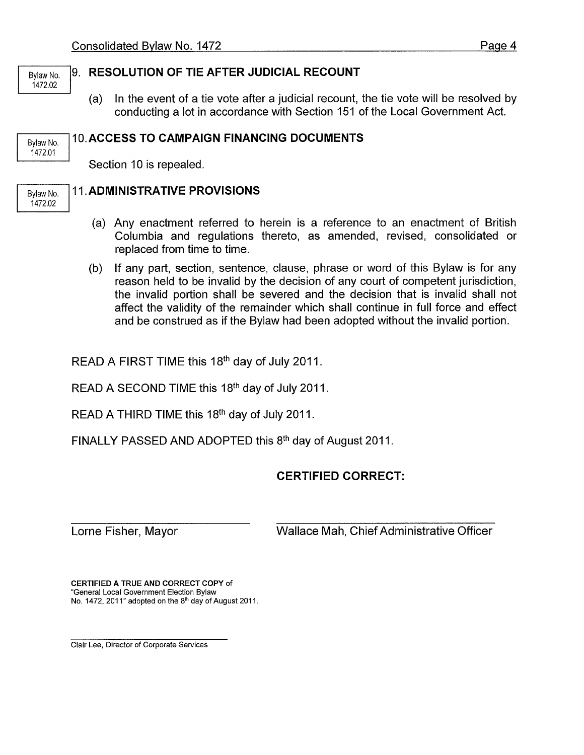Bylaw No. 1472.02

## 9. RESOLUTION OF TIE AFTER JUDICIAL RECOUNT

(a) In the event of a tie vote after a judicial recount, the tie vote will be resolved by conducting a lot in accordance with Section 151 of the Local Government Act.

Bylaw No. 1472.01

## 10. ACCESS TO CAMPAIGN FINANCING DOCUMENTS

Section 10 is repealed.

Bylaw No. 1472.02

## 11. ADMINISTRATIVE PROVISIONS

(a) Any enactment referred to herein is a reference to an enactment of British Columbia and regulations thereto, as amended, revised, consolidated or replaced from time to time.

(b) If any part, section, sentence, clause, phrase or word of this Bylaw is for any reason held to be invalid by the decision of any court of competent jurisdiction, the invalid portion shall be severed and the decision that is invalid shall not affect the validity of the remainder which shall continue in full force and effect and be construed as if the Bylaw had been adopted without the invalid portion.

READ A FIRST TIME this 18th day of July 2011.

READ A SECOND TIME this 18th day of July 2011.

READ A THIRD TIME this 18th day of July 2011.

FINALLY PASSED AND ADOPTED this 8th day of August 2011.

**CERTIFIED CORRECT:**

Lorne Fisher, Mayor

Wallace Mah, Chief Administrative Officer

**CERTIFIED A TRUE AND CORRECT COPY** of "General Local Government Election Bylaw No. 1472, 2011" adopted on the 8th day of August 2011.

Clair Lee, Director of Corporate Services